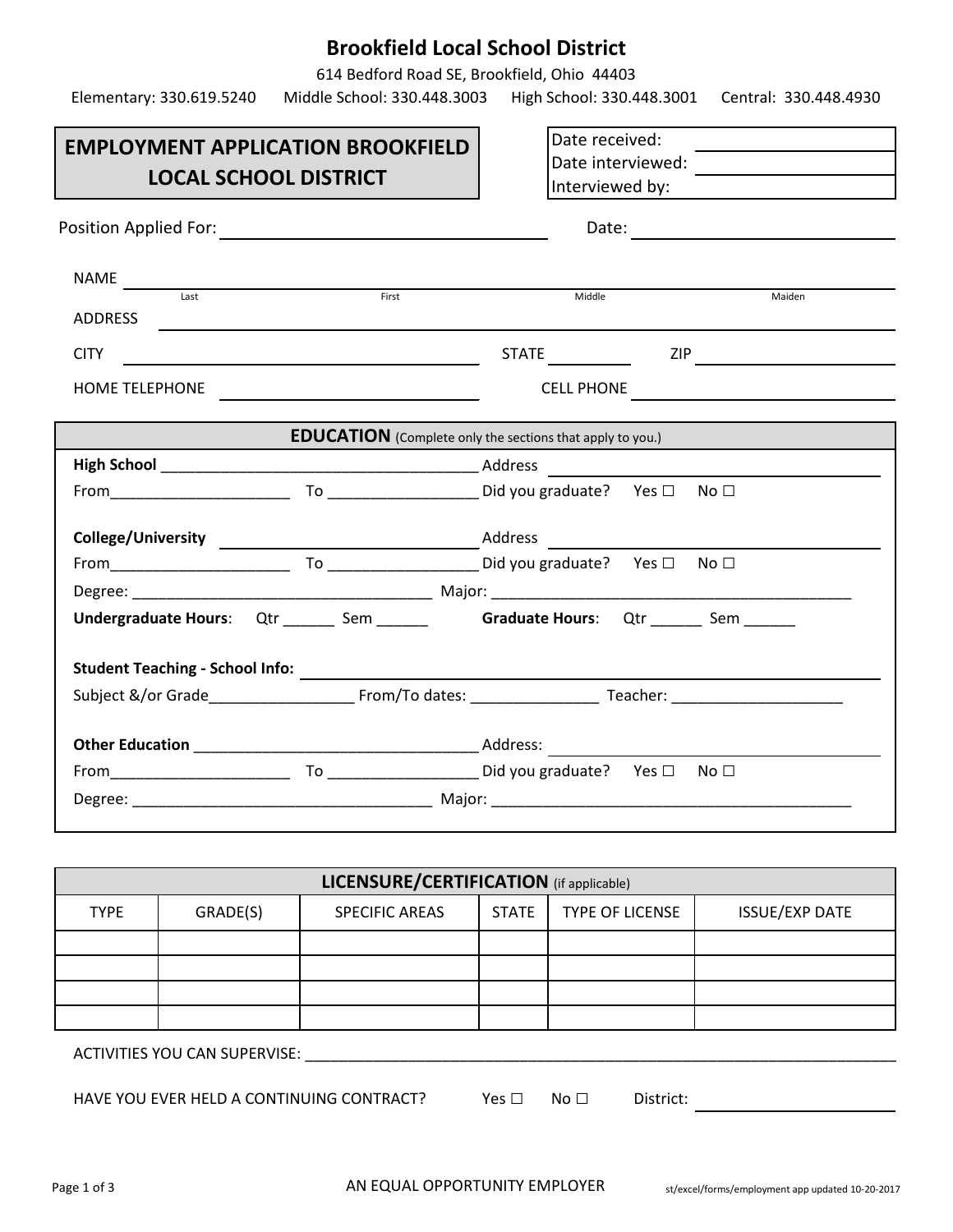# Brookfield Local School District

614 Bedford Road SE, Brookfield, Ohio 44403

Elementary: 330.619.5240 Middle School: 330.448.3003 High School: 330.448.3001 Central: 330.448.4930

## EMPLOYMENT APPLICATION BROOKFIELD LOCAL SCHOOL DISTRICT

Date received: ____________________
Date interviewed: ____________________
Interviewed by: ____________________

Position Applied For: ____________________ Date: ____________________

NAME ____________________
Last First Middle Maiden

ADDRESS ____________________

CITY ____________________ STATE __________ ZIP ____________________

HOME TELEPHONE ____________________ CELL PHONE ____________________

## EDUCATION (Complete only the sections that apply to you.)

**High School** ______________________________________ Address ____________________

From_____________________ To _________________ Did you graduate? Yes ☐ No ☐

**College/University** ____________________ Address ____________________

From_____________________ To _________________ Did you graduate? Yes ☐ No ☐

Degree: ___________________________________ Major: ___________________________________________

**Undergraduate Hours**: Qtr ______ Sem ______ **Graduate Hours**: Qtr ______ Sem ______

**Student Teaching - School Info:** ____________________

Subject &/or Grade_________________ From/To dates: _______________ Teacher: ____________________

**Other Education** _________________________________ Address: ____________________

From_____________________ To _________________ Did you graduate? Yes ☐ No ☐

Degree: ___________________________________ Major: ___________________________________________

## LICENSURE/CERTIFICATION (if applicable)

| TYPE | GRADE(S) | SPECIFIC AREAS | STATE | TYPE OF LICENSE | ISSUE/EXP DATE |
|---|---|---|---|---|---|
| | | | | | |
| | | | | | |
| | | | | | |
| | | | | | |

ACTIVITIES YOU CAN SUPERVISE: ______________________________________________________________________

HAVE YOU EVER HELD A CONTINUING CONTRACT? Yes ☐ No ☐ District: ____________________

AN EQUAL OPPORTUNITY EMPLOYER

st/excel/forms/employment app updated 10-20-2017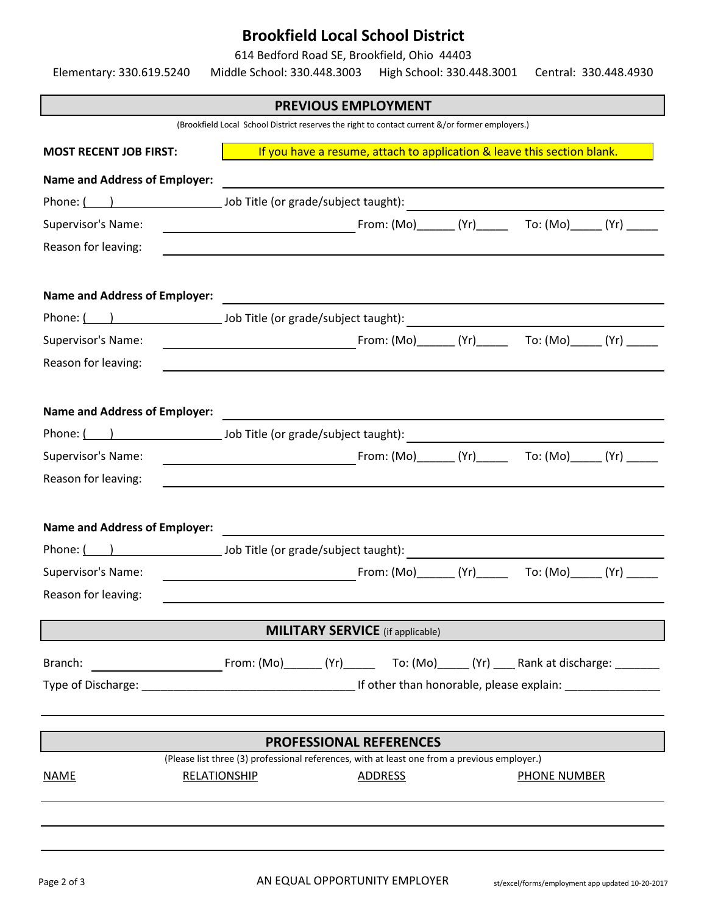# Brookfield Local School District

614 Bedford Road SE, Brookfield, Ohio 44403

Elementary: 330.619.5240 Middle School: 330.448.3003 High School: 330.448.3001 Central: 330.448.4930

## PREVIOUS EMPLOYMENT

(Brookfield Local School District reserves the right to contact current &/or former employers.)

**MOST RECENT JOB FIRST:** If you have a resume, attach to application & leave this section blank.

**Name and Address of Employer:** ______________________________

Phone: ( ) ____________ Job Title (or grade/subject taught): ______________________________

Supervisor's Name: ______________________________ From: (Mo)______ (Yr)_____ To: (Mo)_____ (Yr) _____

Reason for leaving: ______________________________

**Name and Address of Employer:** ______________________________

Phone: ( ) ____________ Job Title (or grade/subject taught): ______________________________

Supervisor's Name: ______________________________ From: (Mo)______ (Yr)_____ To: (Mo)_____ (Yr) _____

Reason for leaving: ______________________________

**Name and Address of Employer:** ______________________________

Phone: ( ) ____________ Job Title (or grade/subject taught): ______________________________

Supervisor's Name: ______________________________ From: (Mo)______ (Yr)_____ To: (Mo)_____ (Yr) _____

Reason for leaving: ______________________________

**Name and Address of Employer:** ______________________________

Phone: ( ) ____________ Job Title (or grade/subject taught): ______________________________

Supervisor's Name: ______________________________ From: (Mo)______ (Yr)_____ To: (Mo)_____ (Yr) _____

Reason for leaving: ______________________________

## MILITARY SERVICE (if applicable)

Branch: ____________________ From: (Mo)______ (Yr)_____ To: (Mo)_____ (Yr) ____ Rank at discharge: _______

Type of Discharge: _________________________________ If other than honorable, please explain: _______________

______________________________

## PROFESSIONAL REFERENCES

(Please list three (3) professional references, with at least one from a previous employer.)

| NAME | RELATIONSHIP | ADDRESS | PHONE NUMBER |
|---|---|---|---|
| | | | |
| | | | |
| | | | |

AN EQUAL OPPORTUNITY EMPLOYER

st/excel/forms/employment app updated 10-20-2017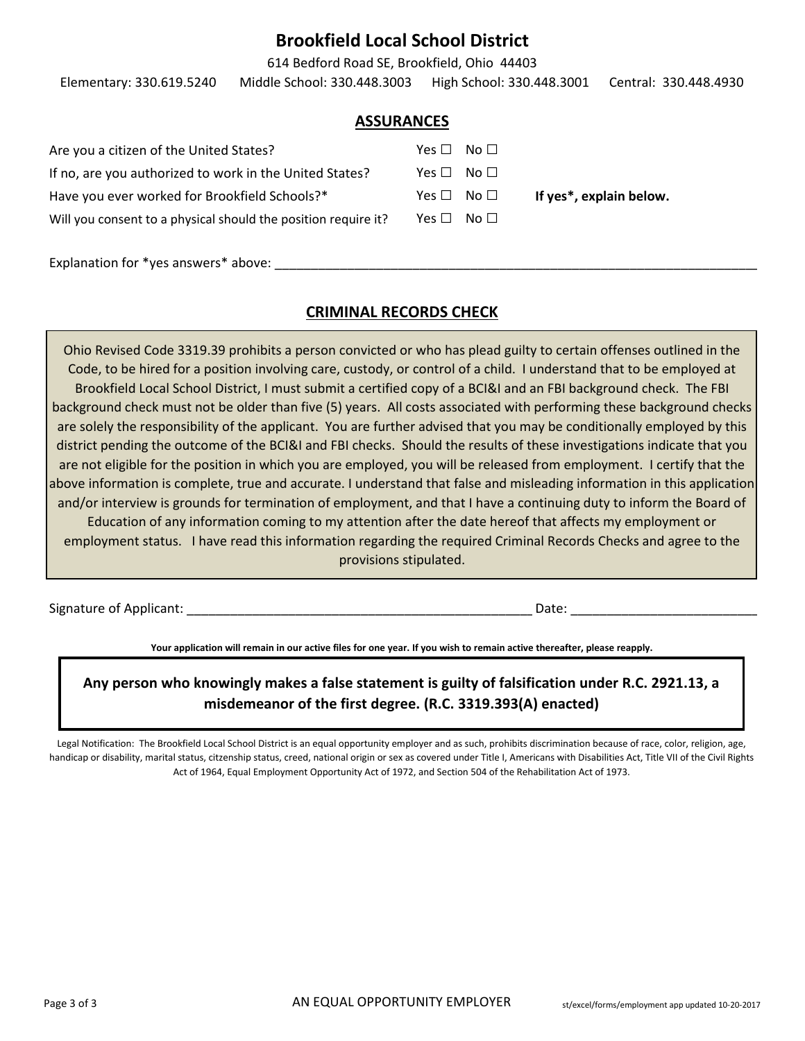# Brookfield Local School District

614 Bedford Road SE, Brookfield, Ohio 44403

Elementary: 330.619.5240 Middle School: 330.448.3003 High School: 330.448.3001 Central: 330.448.4930

## ASSURANCES

| | | |
|---|---|---|
| Are you a citizen of the United States? | Yes ☐ No ☐ | |
| If no, are you authorized to work in the United States? | Yes ☐ No ☐ | |
| Have you ever worked for Brookfield Schools?* | Yes ☐ No ☐ | **If yes*, explain below.** |
| Will you consent to a physical should the position require it? | Yes ☐ No ☐ | |

Explanation for *yes answers* above: ____________________________________________________________________

## CRIMINAL RECORDS CHECK

Ohio Revised Code 3319.39 prohibits a person convicted or who has plead guilty to certain offenses outlined in the Code, to be hired for a position involving care, custody, or control of a child. I understand that to be employed at Brookfield Local School District, I must submit a certified copy of a BCI&I and an FBI background check. The FBI background check must not be older than five (5) years. All costs associated with performing these background checks are solely the responsibility of the applicant. You are further advised that you may be conditionally employed by this district pending the outcome of the BCI&I and FBI checks. Should the results of these investigations indicate that you are not eligible for the position in which you are employed, you will be released from employment. I certify that the above information is complete, true and accurate. I understand that false and misleading information in this application and/or interview is grounds for termination of employment, and that I have a continuing duty to inform the Board of Education of any information coming to my attention after the date hereof that affects my employment or employment status. I have read this information regarding the required Criminal Records Checks and agree to the provisions stipulated.

Signature of Applicant: _________________________________________________ Date: _________________________

**Your application will remain in our active files for one year. If you wish to remain active thereafter, please reapply.**

**Any person who knowingly makes a false statement is guilty of falsification under R.C. 2921.13, a misdemeanor of the first degree. (R.C. 3319.393(A) enacted)**

Legal Notification: The Brookfield Local School District is an equal opportunity employer and as such, prohibits discrimination because of race, color, religion, age, handicap or disability, marital status, citizenship status, creed, national origin or sex as covered under Title I, Americans with Disabilities Act, Title VII of the Civil Rights Act of 1964, Equal Employment Opportunity Act of 1972, and Section 504 of the Rehabilitation Act of 1973.

AN EQUAL OPPORTUNITY EMPLOYER

st/excel/forms/employment app updated 10-20-2017